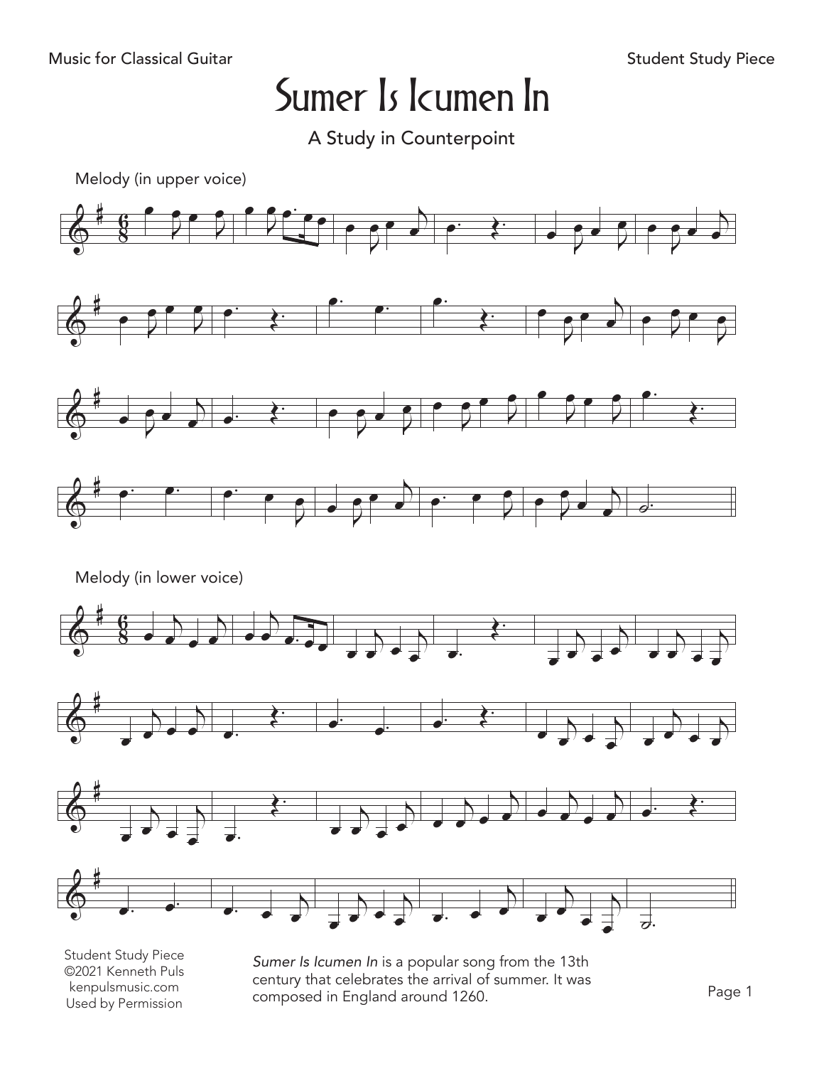# Sumer Is Icumen In

## A Study in Counterpoint

Melody (in upper voice)

Melody (in lower voice)

Student Study Piece
©2021 Kenneth Puls
kenpulsmusic.com
Used by Permission

*Sumer Is Icumen In* is a popular song from the 13th century that celebrates the arrival of summer. It was composed in England around 1260.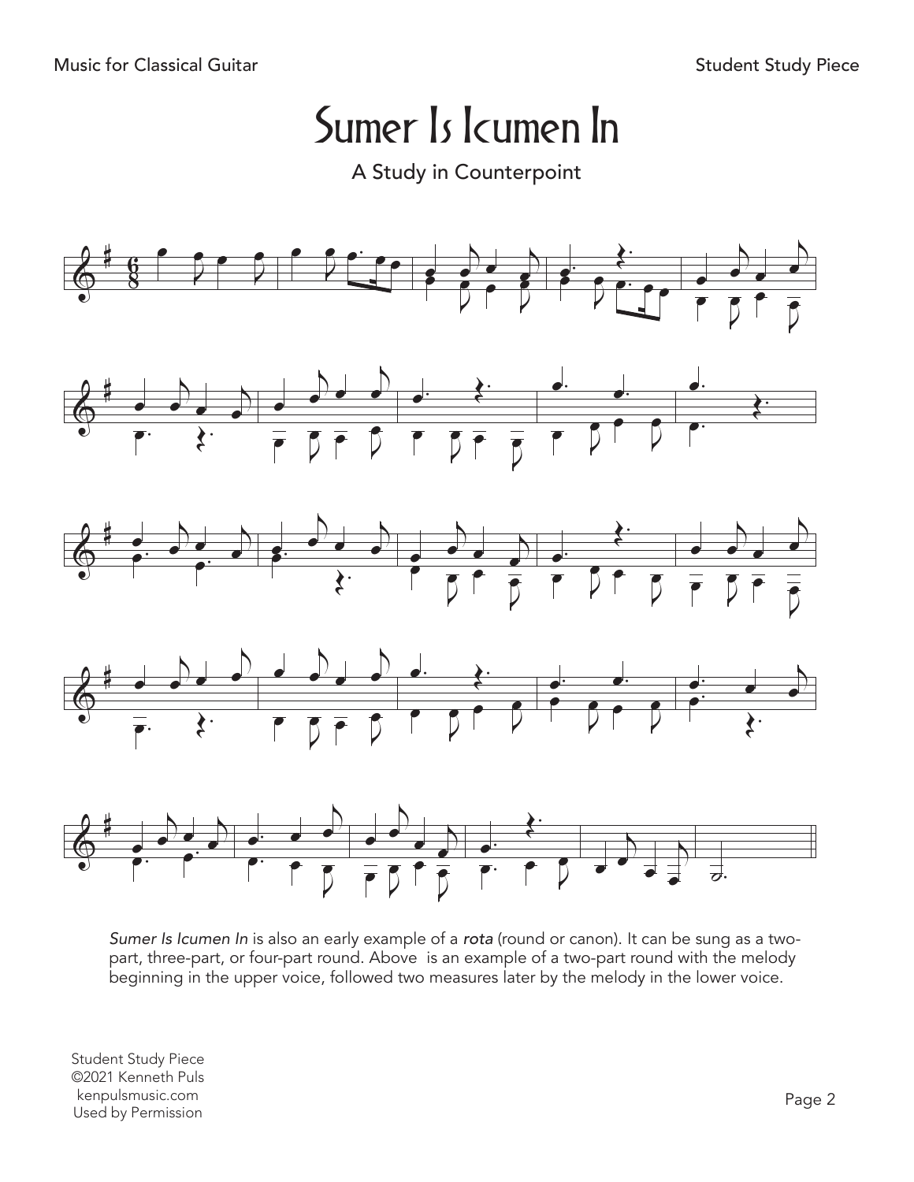# Sumer Is Icumen In

A Study in Counterpoint

*Sumer Is Icumen In* is also an early example of a *rota* (round or canon). It can be sung as a two-part, three-part, or four-part round. Above is an example of a two-part round with the melody beginning in the upper voice, followed two measures later by the melody in the lower voice.

Student Study Piece
©2021 Kenneth Puls
kenpulsmusic.com
Used by Permission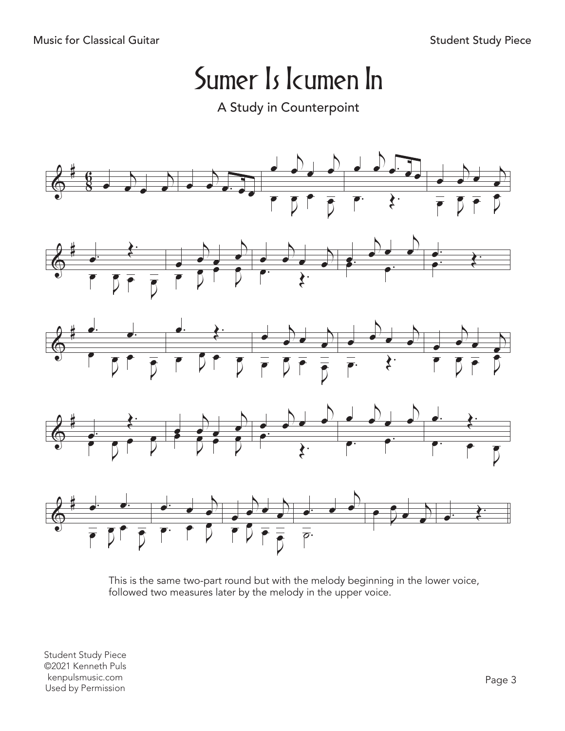# Sumer Is Icumen In

A Study in Counterpoint

This is the same two-part round but with the melody beginning in the lower voice, followed two measures later by the melody in the upper voice.

Student Study Piece
©2021 Kenneth Puls
kenpulsmusic.com
Used by Permission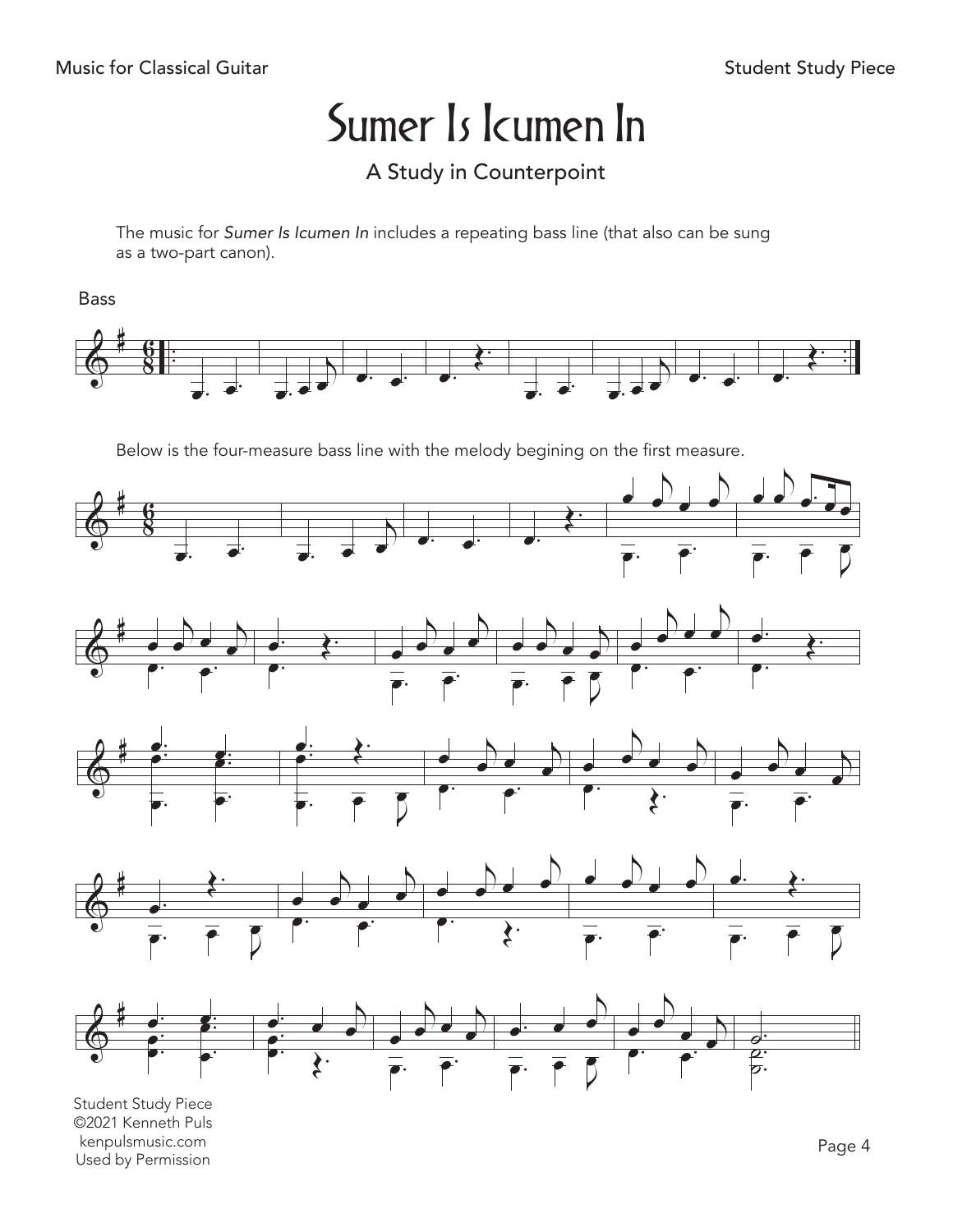# Sumer Is Icumen In

## A Study in Counterpoint

The music for *Sumer Is Icumen In* includes a repeating bass line (that also can be sung as a two-part canon).

Bass

Below is the four-measure bass line with the melody begining on the first measure.

Student Study Piece
©2021 Kenneth Puls
kenpulsmusic.com
Used by Permission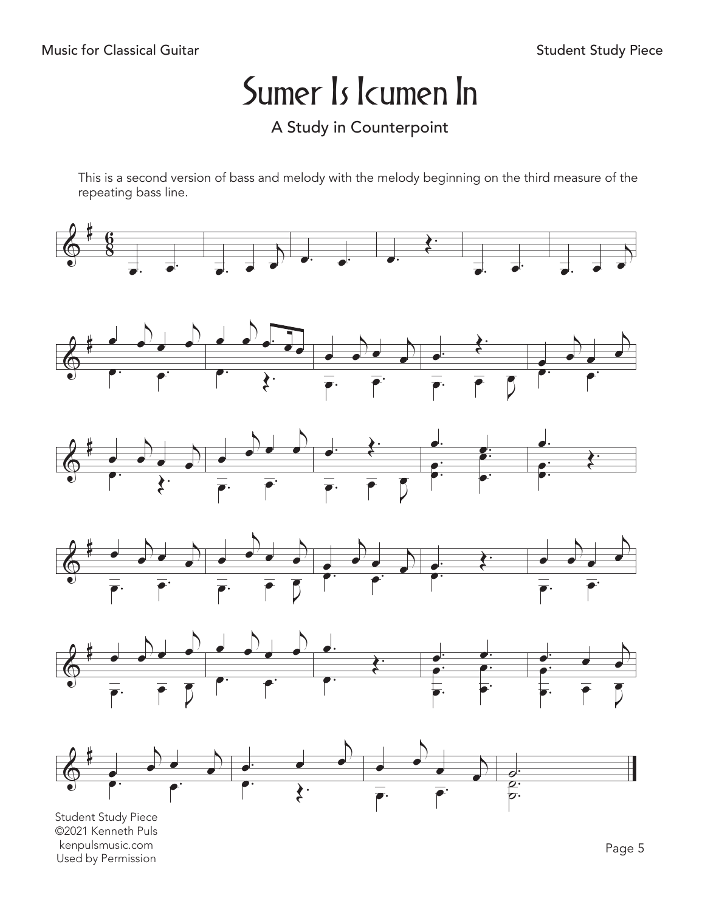# Sumer Is Icumen In

## A Study in Counterpoint

This is a second version of bass and melody with the melody beginning on the third measure of the repeating bass line.

Student Study Piece
©2021 Kenneth Puls
kenpulsmusic.com
Used by Permission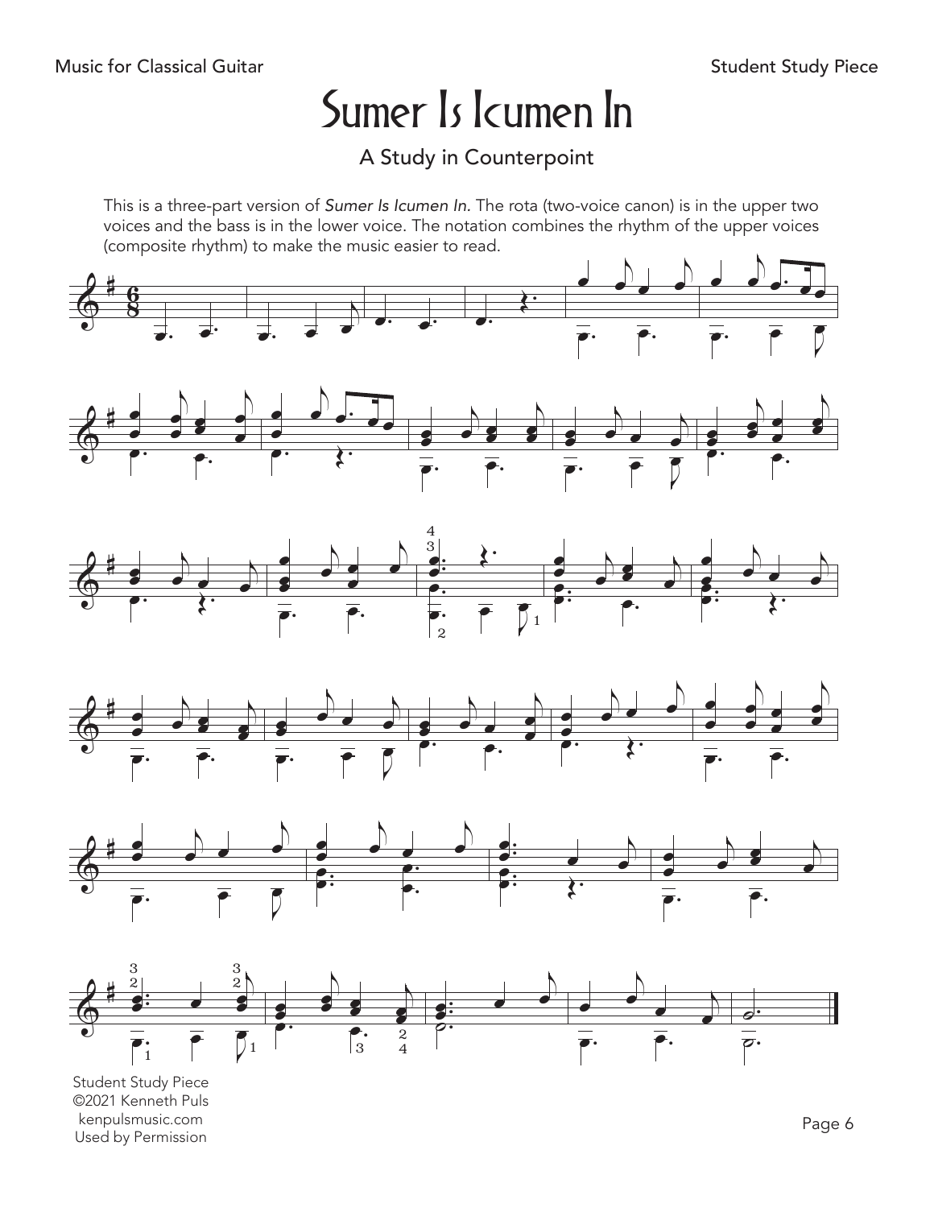# Sumer Is Icumen In

## A Study in Counterpoint

This is a three-part version of *Sumer Is Icumen In.* The rota (two-voice canon) is in the upper two voices and the bass is in the lower voice. The notation combines the rhythm of the upper voices (composite rhythm) to make the music easier to read.

Student Study Piece
©2021 Kenneth Puls
kenpulsmusic.com
Used by Permission